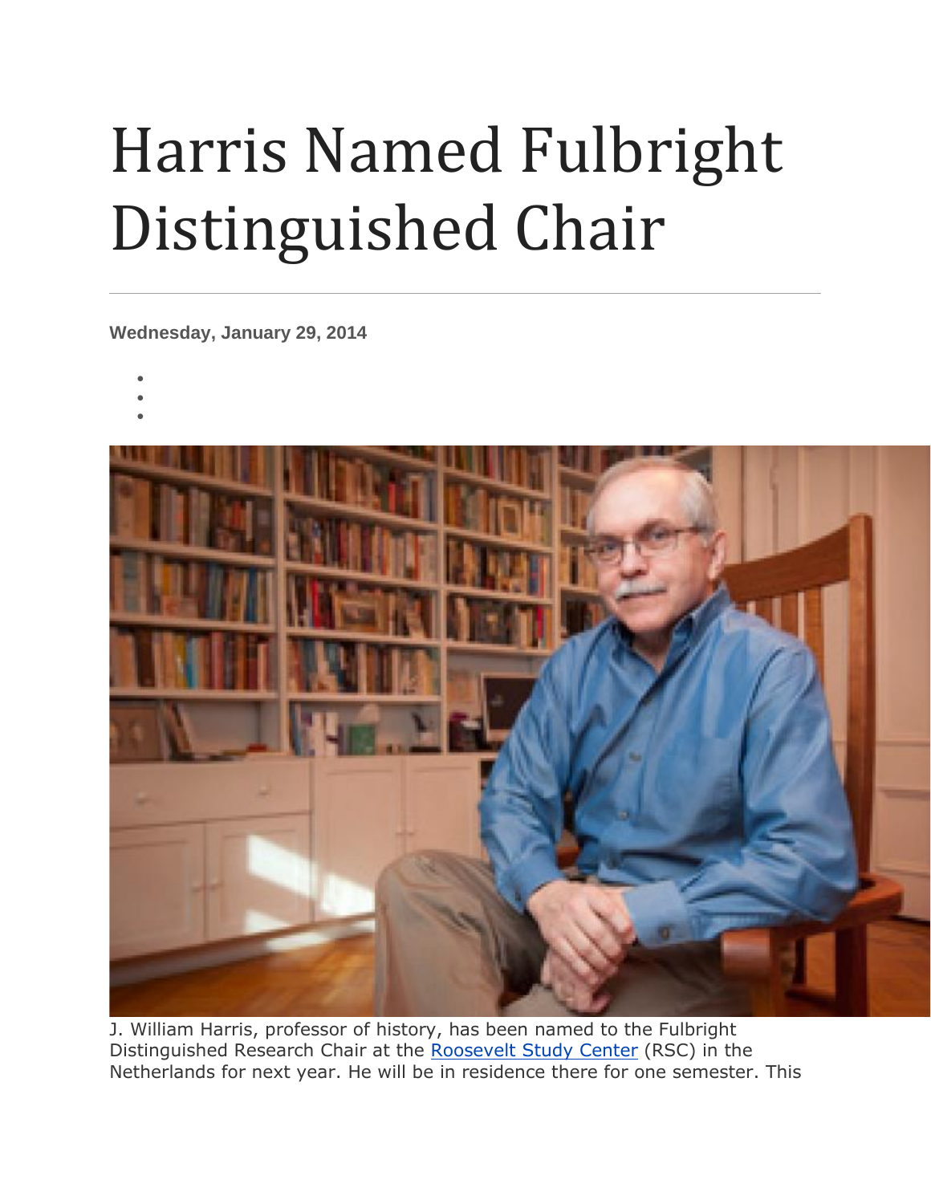# Harris Named Fulbright Distinguished Chair

**Wednesday, January 29, 2014**

J. William Harris, professor of history, has been named to the Fulbright Distinguished Research Chair at the Roosevelt Study Center (RSC) in the Netherlands for next year. He will be in residence there for one semester. This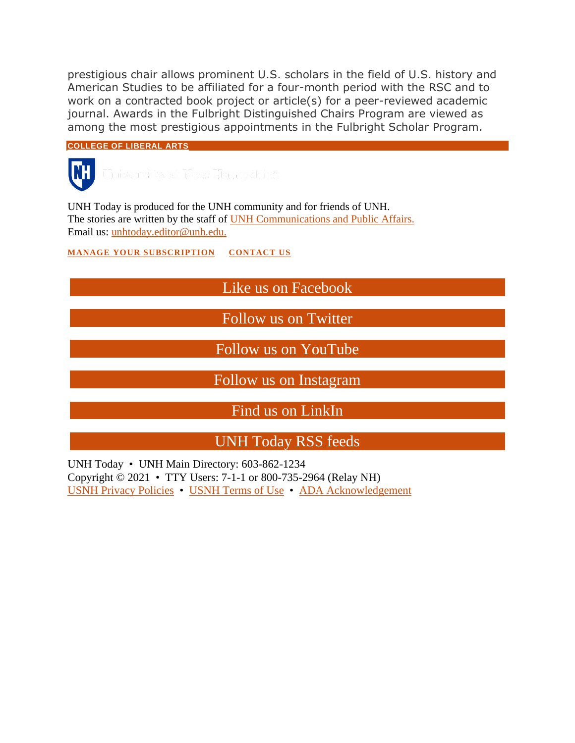prestigious chair allows prominent U.S. scholars in the field of U.S. history and American Studies to be affiliated for a four-month period with the RSC and to work on a contracted book project or article(s) for a peer-reviewed academic journal. Awards in the Fulbright Distinguished Chairs Program are viewed as among the most prestigious appointments in the Fulbright Scholar Program.

**COLLEGE OF LIBERAL ARTS**

UNH Today is produced for the UNH community and for friends of UNH.
The stories are written by the staff of UNH Communications and Public Affairs.
Email us: unhtoday.editor@unh.edu.

**MANAGE YOUR SUBSCRIPTION** **CONTACT US**

Like us on Facebook

Follow us on Twitter

Follow us on YouTube

Follow us on Instagram

Find us on LinkIn

UNH Today RSS feeds

UNH Today • UNH Main Directory: 603-862-1234
Copyright © 2021 • TTY Users: 7-1-1 or 800-735-2964 (Relay NH)
USNH Privacy Policies • USNH Terms of Use • ADA Acknowledgement